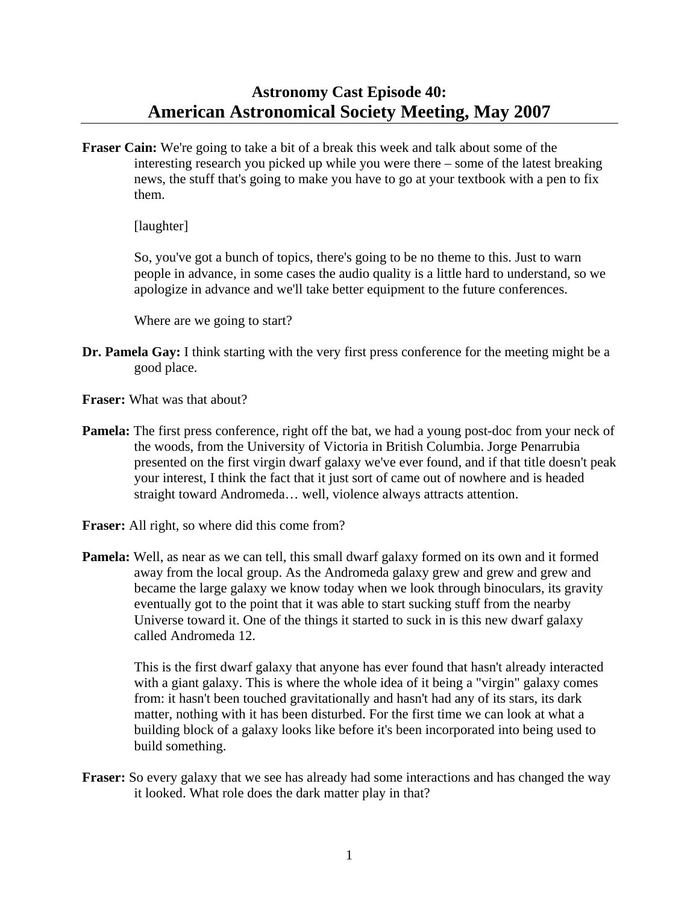# Astronomy Cast Episode 40:
# American Astronomical Society Meeting, May 2007

**Fraser Cain:** We're going to take a bit of a break this week and talk about some of the interesting research you picked up while you were there – some of the latest breaking news, the stuff that's going to make you have to go at your textbook with a pen to fix them.

[laughter]

So, you've got a bunch of topics, there's going to be no theme to this. Just to warn people in advance, in some cases the audio quality is a little hard to understand, so we apologize in advance and we'll take better equipment to the future conferences.

Where are we going to start?

**Dr. Pamela Gay:** I think starting with the very first press conference for the meeting might be a good place.

**Fraser:** What was that about?

**Pamela:** The first press conference, right off the bat, we had a young post-doc from your neck of the woods, from the University of Victoria in British Columbia. Jorge Penarrubia presented on the first virgin dwarf galaxy we've ever found, and if that title doesn't peak your interest, I think the fact that it just sort of came out of nowhere and is headed straight toward Andromeda… well, violence always attracts attention.

**Fraser:** All right, so where did this come from?

**Pamela:** Well, as near as we can tell, this small dwarf galaxy formed on its own and it formed away from the local group. As the Andromeda galaxy grew and grew and grew and became the large galaxy we know today when we look through binoculars, its gravity eventually got to the point that it was able to start sucking stuff from the nearby Universe toward it. One of the things it started to suck in is this new dwarf galaxy called Andromeda 12.

This is the first dwarf galaxy that anyone has ever found that hasn't already interacted with a giant galaxy. This is where the whole idea of it being a "virgin" galaxy comes from: it hasn't been touched gravitationally and hasn't had any of its stars, its dark matter, nothing with it has been disturbed. For the first time we can look at what a building block of a galaxy looks like before it's been incorporated into being used to build something.

**Fraser:** So every galaxy that we see has already had some interactions and has changed the way it looked. What role does the dark matter play in that?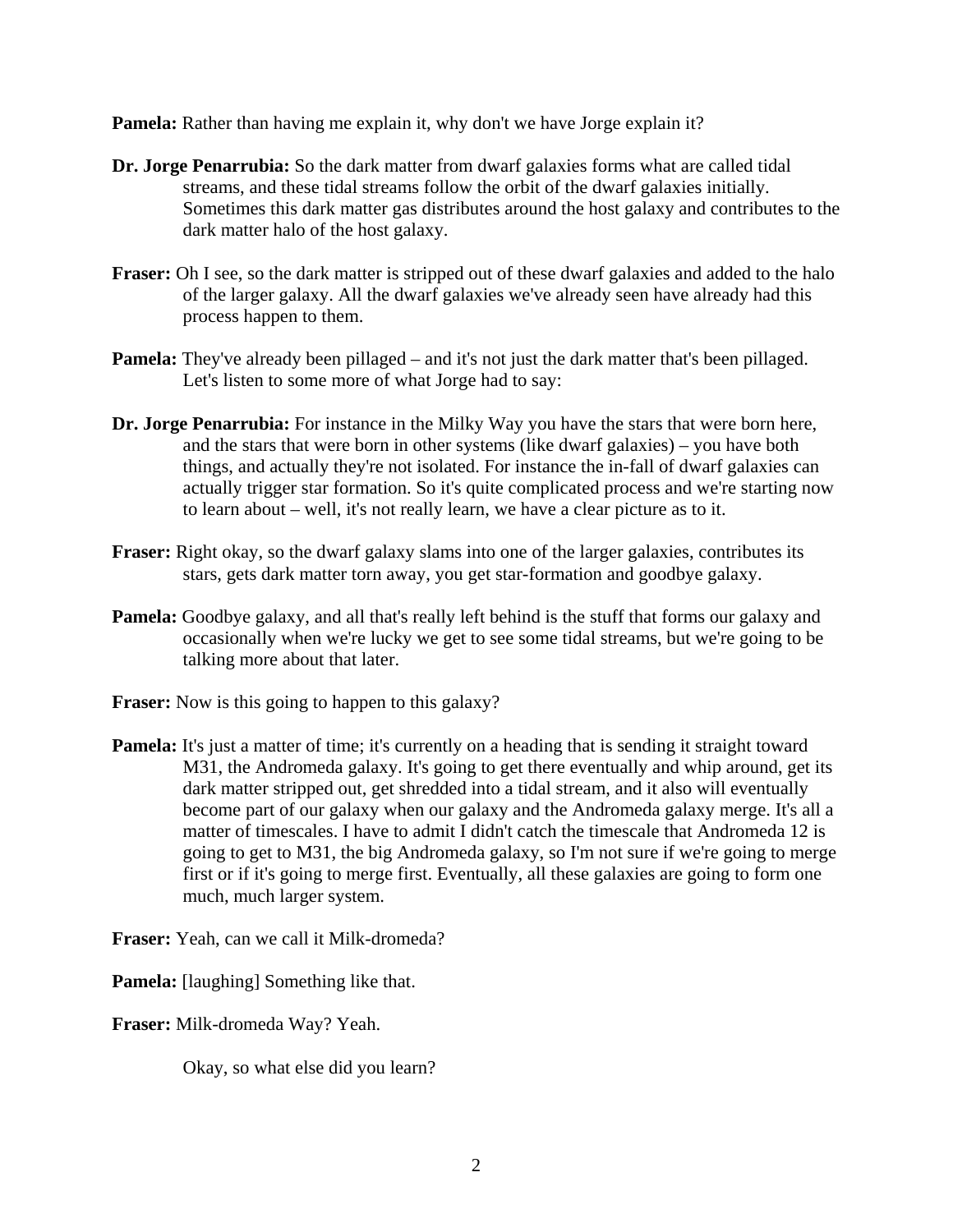**Pamela:** Rather than having me explain it, why don't we have Jorge explain it?

**Dr. Jorge Penarrubia:** So the dark matter from dwarf galaxies forms what are called tidal streams, and these tidal streams follow the orbit of the dwarf galaxies initially. Sometimes this dark matter gas distributes around the host galaxy and contributes to the dark matter halo of the host galaxy.

**Fraser:** Oh I see, so the dark matter is stripped out of these dwarf galaxies and added to the halo of the larger galaxy. All the dwarf galaxies we've already seen have already had this process happen to them.

**Pamela:** They've already been pillaged – and it's not just the dark matter that's been pillaged. Let's listen to some more of what Jorge had to say:

**Dr. Jorge Penarrubia:** For instance in the Milky Way you have the stars that were born here, and the stars that were born in other systems (like dwarf galaxies) – you have both things, and actually they're not isolated. For instance the in-fall of dwarf galaxies can actually trigger star formation. So it's quite complicated process and we're starting now to learn about – well, it's not really learn, we have a clear picture as to it.

**Fraser:** Right okay, so the dwarf galaxy slams into one of the larger galaxies, contributes its stars, gets dark matter torn away, you get star-formation and goodbye galaxy.

**Pamela:** Goodbye galaxy, and all that's really left behind is the stuff that forms our galaxy and occasionally when we're lucky we get to see some tidal streams, but we're going to be talking more about that later.

**Fraser:** Now is this going to happen to this galaxy?

**Pamela:** It's just a matter of time; it's currently on a heading that is sending it straight toward M31, the Andromeda galaxy. It's going to get there eventually and whip around, get its dark matter stripped out, get shredded into a tidal stream, and it also will eventually become part of our galaxy when our galaxy and the Andromeda galaxy merge. It's all a matter of timescales. I have to admit I didn't catch the timescale that Andromeda 12 is going to get to M31, the big Andromeda galaxy, so I'm not sure if we're going to merge first or if it's going to merge first. Eventually, all these galaxies are going to form one much, much larger system.

**Fraser:** Yeah, can we call it Milk-dromeda?

**Pamela:** [laughing] Something like that.

**Fraser:** Milk-dromeda Way? Yeah.

Okay, so what else did you learn?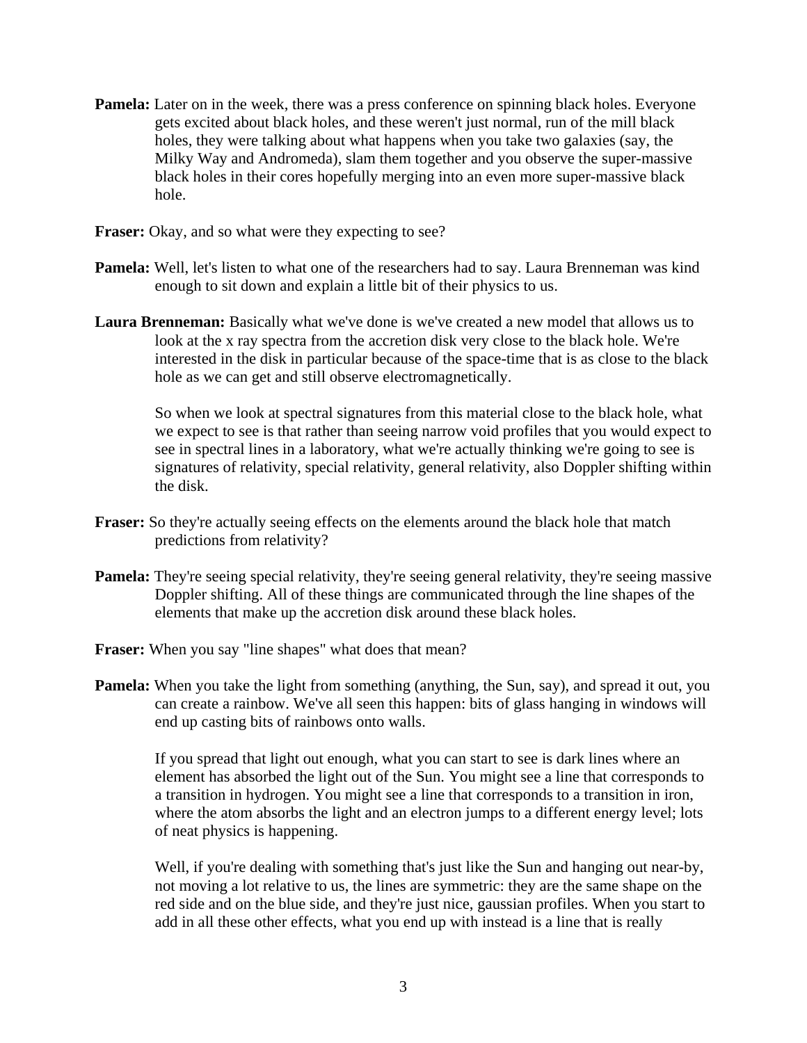**Pamela:** Later on in the week, there was a press conference on spinning black holes. Everyone gets excited about black holes, and these weren't just normal, run of the mill black holes, they were talking about what happens when you take two galaxies (say, the Milky Way and Andromeda), slam them together and you observe the super-massive black holes in their cores hopefully merging into an even more super-massive black hole.

**Fraser:** Okay, and so what were they expecting to see?

**Pamela:** Well, let's listen to what one of the researchers had to say. Laura Brenneman was kind enough to sit down and explain a little bit of their physics to us.

**Laura Brenneman:** Basically what we've done is we've created a new model that allows us to look at the x ray spectra from the accretion disk very close to the black hole. We're interested in the disk in particular because of the space-time that is as close to the black hole as we can get and still observe electromagnetically.

So when we look at spectral signatures from this material close to the black hole, what we expect to see is that rather than seeing narrow void profiles that you would expect to see in spectral lines in a laboratory, what we're actually thinking we're going to see is signatures of relativity, special relativity, general relativity, also Doppler shifting within the disk.

**Fraser:** So they're actually seeing effects on the elements around the black hole that match predictions from relativity?

**Pamela:** They're seeing special relativity, they're seeing general relativity, they're seeing massive Doppler shifting. All of these things are communicated through the line shapes of the elements that make up the accretion disk around these black holes.

**Fraser:** When you say "line shapes" what does that mean?

**Pamela:** When you take the light from something (anything, the Sun, say), and spread it out, you can create a rainbow. We've all seen this happen: bits of glass hanging in windows will end up casting bits of rainbows onto walls.

If you spread that light out enough, what you can start to see is dark lines where an element has absorbed the light out of the Sun. You might see a line that corresponds to a transition in hydrogen. You might see a line that corresponds to a transition in iron, where the atom absorbs the light and an electron jumps to a different energy level; lots of neat physics is happening.

Well, if you're dealing with something that's just like the Sun and hanging out near-by, not moving a lot relative to us, the lines are symmetric: they are the same shape on the red side and on the blue side, and they're just nice, gaussian profiles. When you start to add in all these other effects, what you end up with instead is a line that is really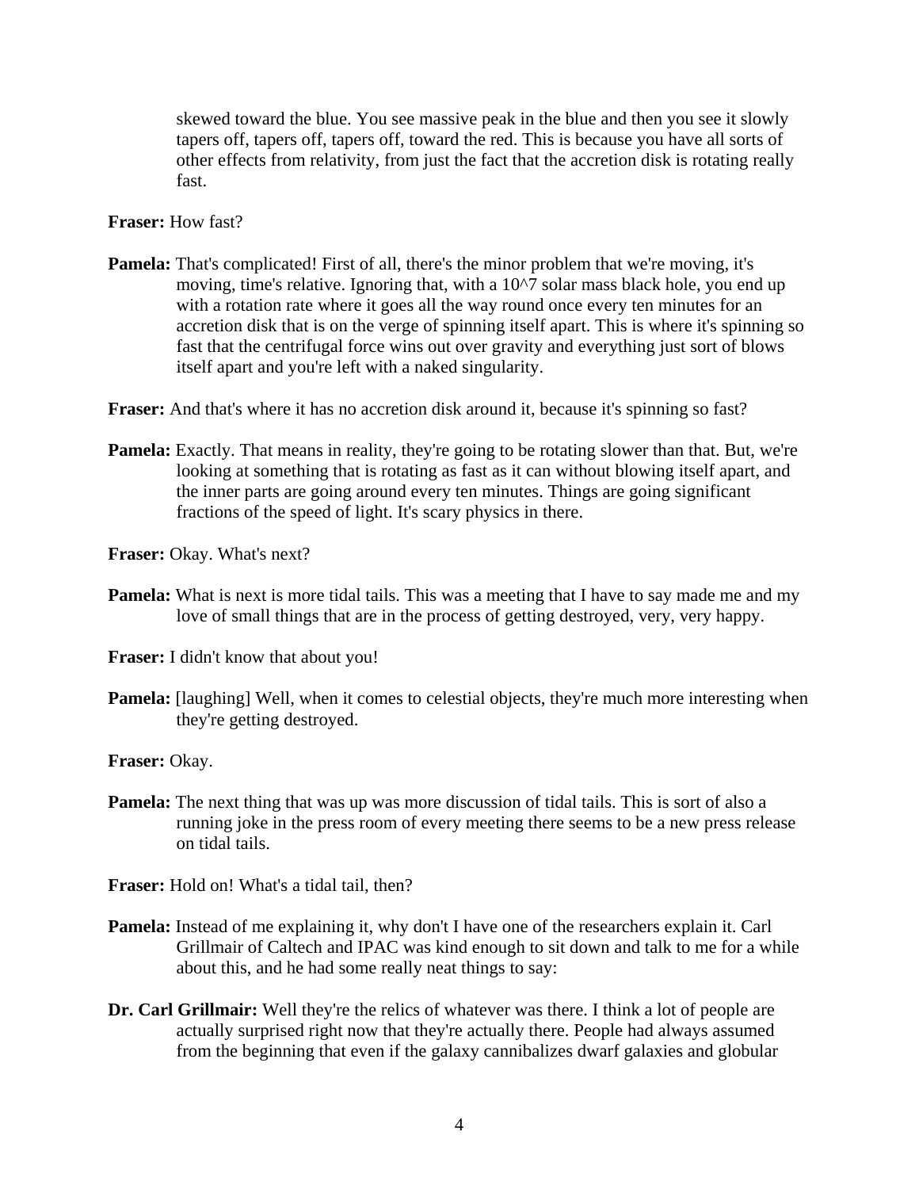skewed toward the blue. You see massive peak in the blue and then you see it slowly tapers off, tapers off, tapers off, toward the red. This is because you have all sorts of other effects from relativity, from just the fact that the accretion disk is rotating really fast.

**Fraser:** How fast?

**Pamela:** That's complicated! First of all, there's the minor problem that we're moving, it's moving, time's relative. Ignoring that, with a $10^7$ solar mass black hole, you end up with a rotation rate where it goes all the way round once every ten minutes for an accretion disk that is on the verge of spinning itself apart. This is where it's spinning so fast that the centrifugal force wins out over gravity and everything just sort of blows itself apart and you're left with a naked singularity.

**Fraser:** And that's where it has no accretion disk around it, because it's spinning so fast?

**Pamela:** Exactly. That means in reality, they're going to be rotating slower than that. But, we're looking at something that is rotating as fast as it can without blowing itself apart, and the inner parts are going around every ten minutes. Things are going significant fractions of the speed of light. It's scary physics in there.

**Fraser:** Okay. What's next?

**Pamela:** What is next is more tidal tails. This was a meeting that I have to say made me and my love of small things that are in the process of getting destroyed, very, very happy.

**Fraser:** I didn't know that about you!

**Pamela:** [laughing] Well, when it comes to celestial objects, they're much more interesting when they're getting destroyed.

**Fraser:** Okay.

**Pamela:** The next thing that was up was more discussion of tidal tails. This is sort of also a running joke in the press room of every meeting there seems to be a new press release on tidal tails.

**Fraser:** Hold on! What's a tidal tail, then?

**Pamela:** Instead of me explaining it, why don't I have one of the researchers explain it. Carl Grillmair of Caltech and IPAC was kind enough to sit down and talk to me for a while about this, and he had some really neat things to say:

**Dr. Carl Grillmair:** Well they're the relics of whatever was there. I think a lot of people are actually surprised right now that they're actually there. People had always assumed from the beginning that even if the galaxy cannibalizes dwarf galaxies and globular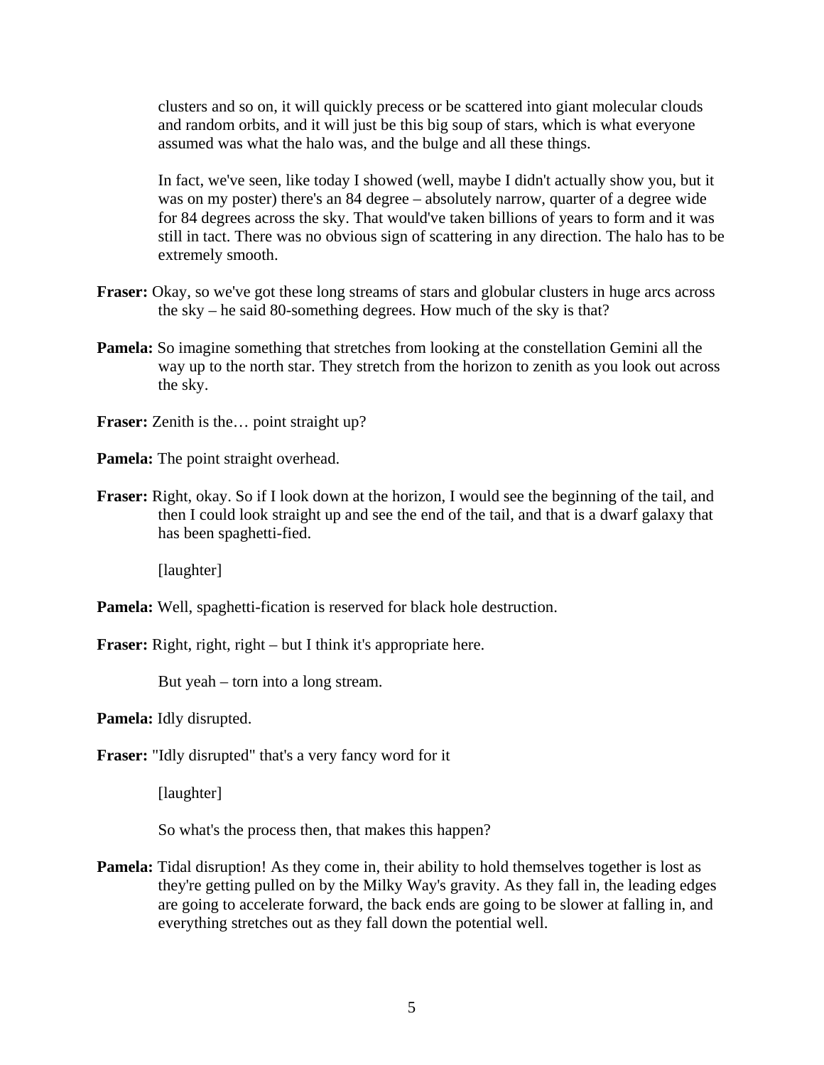clusters and so on, it will quickly precess or be scattered into giant molecular clouds and random orbits, and it will just be this big soup of stars, which is what everyone assumed was what the halo was, and the bulge and all these things.

In fact, we've seen, like today I showed (well, maybe I didn't actually show you, but it was on my poster) there's an 84 degree – absolutely narrow, quarter of a degree wide for 84 degrees across the sky. That would've taken billions of years to form and it was still in tact. There was no obvious sign of scattering in any direction. The halo has to be extremely smooth.

**Fraser:** Okay, so we've got these long streams of stars and globular clusters in huge arcs across the sky – he said 80-something degrees. How much of the sky is that?

**Pamela:** So imagine something that stretches from looking at the constellation Gemini all the way up to the north star. They stretch from the horizon to zenith as you look out across the sky.

**Fraser:** Zenith is the… point straight up?

**Pamela:** The point straight overhead.

**Fraser:** Right, okay. So if I look down at the horizon, I would see the beginning of the tail, and then I could look straight up and see the end of the tail, and that is a dwarf galaxy that has been spaghetti-fied.

[laughter]

**Pamela:** Well, spaghetti-fication is reserved for black hole destruction.

**Fraser:** Right, right, right – but I think it's appropriate here.

But yeah – torn into a long stream.

**Pamela:** Idly disrupted.

**Fraser:** "Idly disrupted" that's a very fancy word for it

[laughter]

So what's the process then, that makes this happen?

**Pamela:** Tidal disruption! As they come in, their ability to hold themselves together is lost as they're getting pulled on by the Milky Way's gravity. As they fall in, the leading edges are going to accelerate forward, the back ends are going to be slower at falling in, and everything stretches out as they fall down the potential well.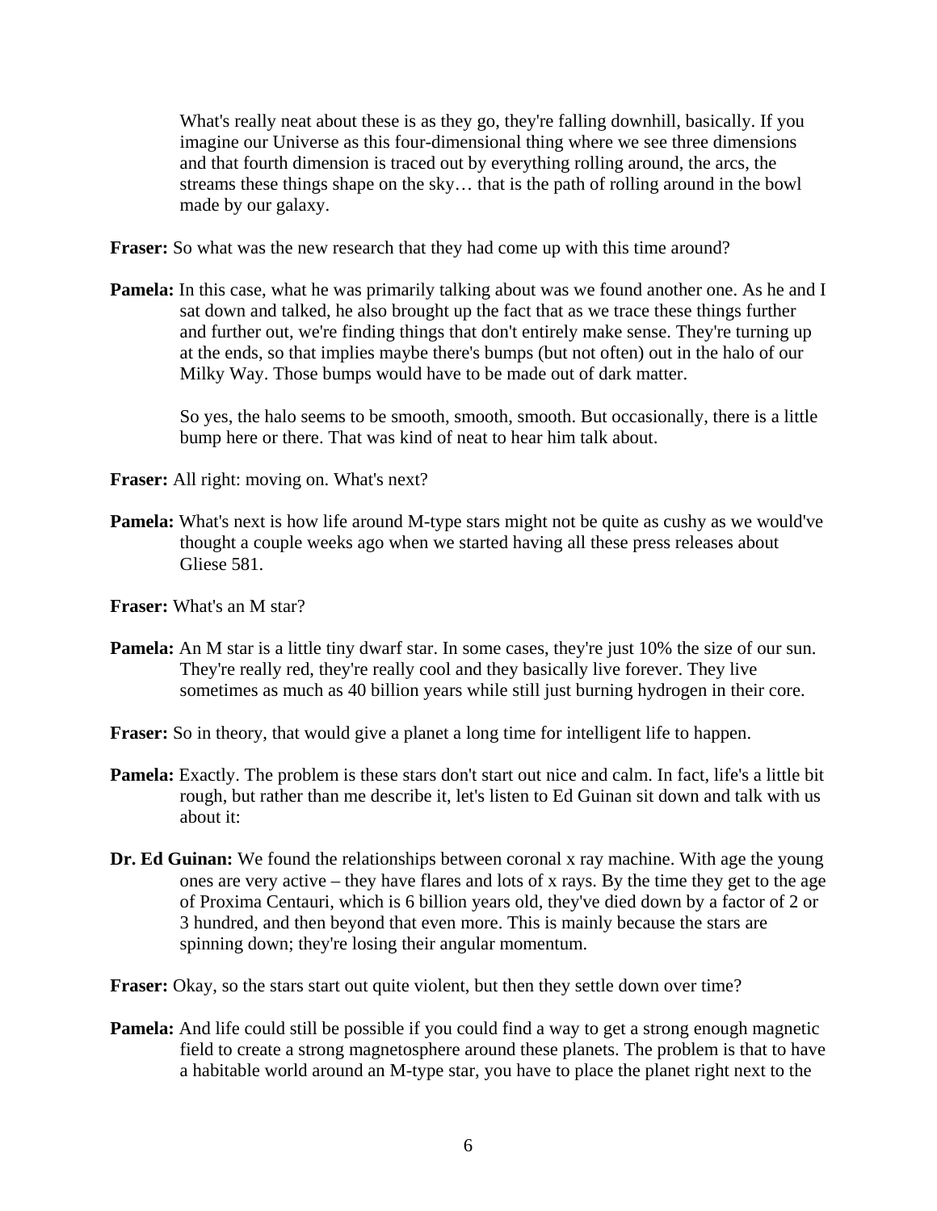What's really neat about these is as they go, they're falling downhill, basically. If you imagine our Universe as this four-dimensional thing where we see three dimensions and that fourth dimension is traced out by everything rolling around, the arcs, the streams these things shape on the sky… that is the path of rolling around in the bowl made by our galaxy.

**Fraser:** So what was the new research that they had come up with this time around?

**Pamela:** In this case, what he was primarily talking about was we found another one. As he and I sat down and talked, he also brought up the fact that as we trace these things further and further out, we're finding things that don't entirely make sense. They're turning up at the ends, so that implies maybe there's bumps (but not often) out in the halo of our Milky Way. Those bumps would have to be made out of dark matter.

So yes, the halo seems to be smooth, smooth, smooth. But occasionally, there is a little bump here or there. That was kind of neat to hear him talk about.

**Fraser:** All right: moving on. What's next?

**Pamela:** What's next is how life around M-type stars might not be quite as cushy as we would've thought a couple weeks ago when we started having all these press releases about Gliese 581.

**Fraser:** What's an M star?

**Pamela:** An M star is a little tiny dwarf star. In some cases, they're just 10% the size of our sun. They're really red, they're really cool and they basically live forever. They live sometimes as much as 40 billion years while still just burning hydrogen in their core.

**Fraser:** So in theory, that would give a planet a long time for intelligent life to happen.

**Pamela:** Exactly. The problem is these stars don't start out nice and calm. In fact, life's a little bit rough, but rather than me describe it, let's listen to Ed Guinan sit down and talk with us about it:

**Dr. Ed Guinan:** We found the relationships between coronal x ray machine. With age the young ones are very active – they have flares and lots of x rays. By the time they get to the age of Proxima Centauri, which is 6 billion years old, they've died down by a factor of 2 or 3 hundred, and then beyond that even more. This is mainly because the stars are spinning down; they're losing their angular momentum.

**Fraser:** Okay, so the stars start out quite violent, but then they settle down over time?

**Pamela:** And life could still be possible if you could find a way to get a strong enough magnetic field to create a strong magnetosphere around these planets. The problem is that to have a habitable world around an M-type star, you have to place the planet right next to the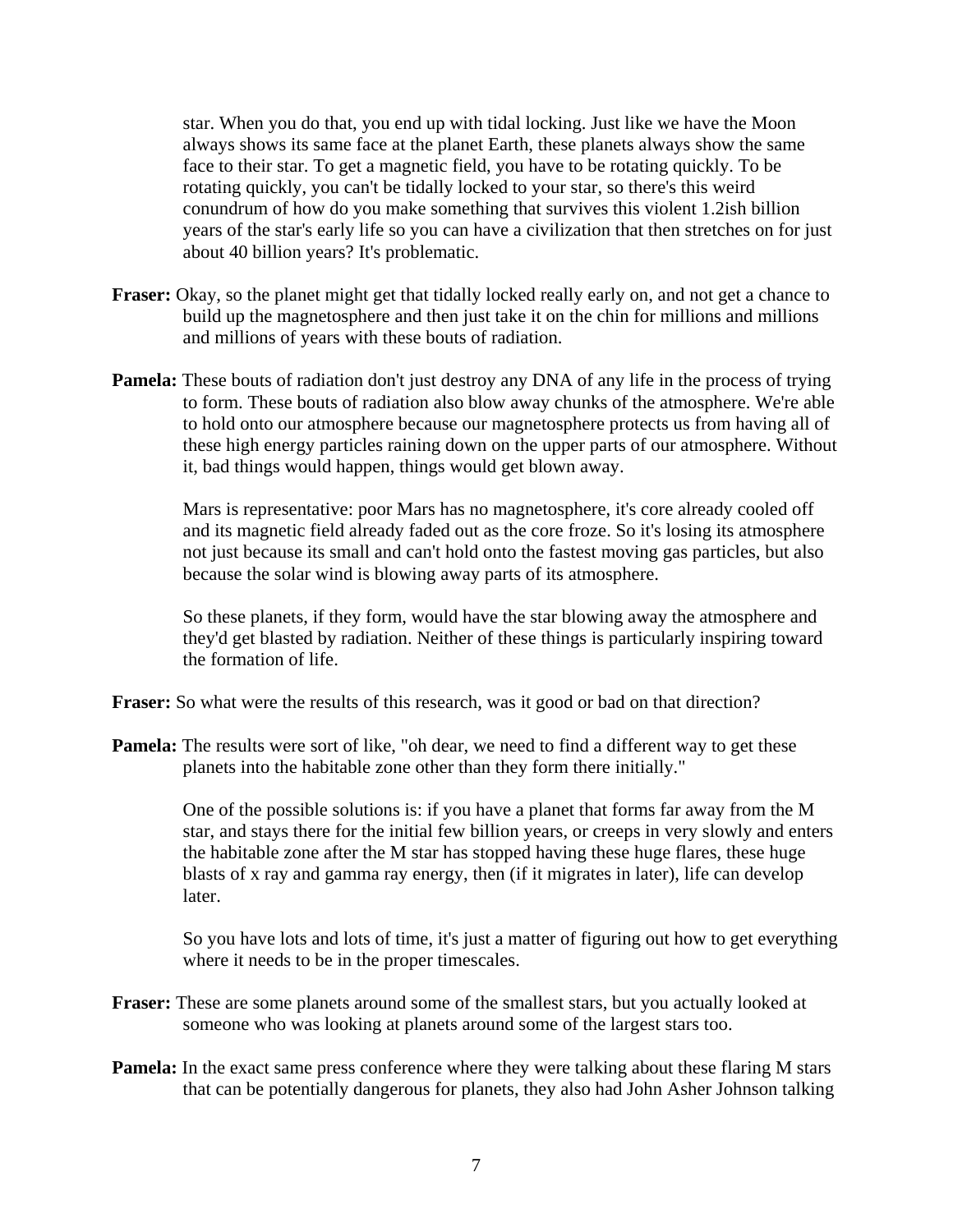star. When you do that, you end up with tidal locking. Just like we have the Moon always shows its same face at the planet Earth, these planets always show the same face to their star. To get a magnetic field, you have to be rotating quickly. To be rotating quickly, you can't be tidally locked to your star, so there's this weird conundrum of how do you make something that survives this violent 1.2ish billion years of the star's early life so you can have a civilization that then stretches on for just about 40 billion years? It's problematic.

**Fraser:** Okay, so the planet might get that tidally locked really early on, and not get a chance to build up the magnetosphere and then just take it on the chin for millions and millions and millions of years with these bouts of radiation.

**Pamela:** These bouts of radiation don't just destroy any DNA of any life in the process of trying to form. These bouts of radiation also blow away chunks of the atmosphere. We're able to hold onto our atmosphere because our magnetosphere protects us from having all of these high energy particles raining down on the upper parts of our atmosphere. Without it, bad things would happen, things would get blown away.

Mars is representative: poor Mars has no magnetosphere, it's core already cooled off and its magnetic field already faded out as the core froze. So it's losing its atmosphere not just because its small and can't hold onto the fastest moving gas particles, but also because the solar wind is blowing away parts of its atmosphere.

So these planets, if they form, would have the star blowing away the atmosphere and they'd get blasted by radiation. Neither of these things is particularly inspiring toward the formation of life.

**Fraser:** So what were the results of this research, was it good or bad on that direction?

**Pamela:** The results were sort of like, "oh dear, we need to find a different way to get these planets into the habitable zone other than they form there initially."

One of the possible solutions is: if you have a planet that forms far away from the M star, and stays there for the initial few billion years, or creeps in very slowly and enters the habitable zone after the M star has stopped having these huge flares, these huge blasts of x ray and gamma ray energy, then (if it migrates in later), life can develop later.

So you have lots and lots of time, it's just a matter of figuring out how to get everything where it needs to be in the proper timescales.

**Fraser:** These are some planets around some of the smallest stars, but you actually looked at someone who was looking at planets around some of the largest stars too.

**Pamela:** In the exact same press conference where they were talking about these flaring M stars that can be potentially dangerous for planets, they also had John Asher Johnson talking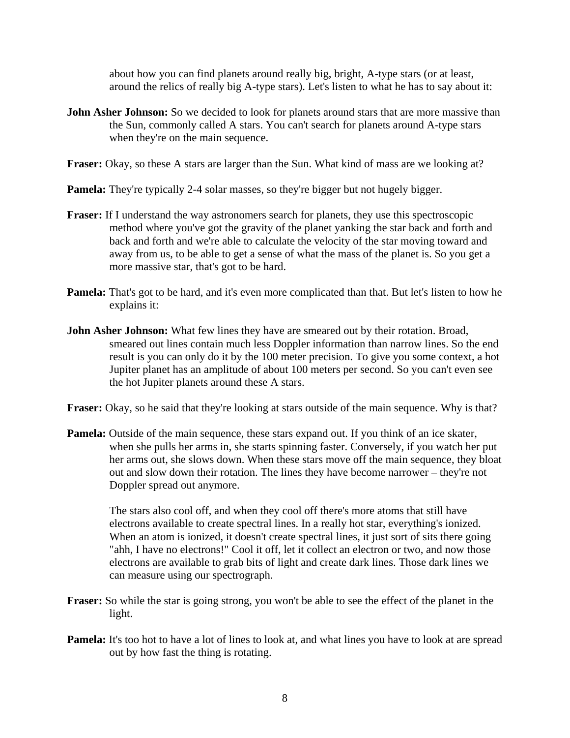about how you can find planets around really big, bright, A-type stars (or at least, around the relics of really big A-type stars). Let's listen to what he has to say about it:

**John Asher Johnson:** So we decided to look for planets around stars that are more massive than the Sun, commonly called A stars. You can't search for planets around A-type stars when they're on the main sequence.

**Fraser:** Okay, so these A stars are larger than the Sun. What kind of mass are we looking at?

**Pamela:** They're typically 2-4 solar masses, so they're bigger but not hugely bigger.

**Fraser:** If I understand the way astronomers search for planets, they use this spectroscopic method where you've got the gravity of the planet yanking the star back and forth and back and forth and we're able to calculate the velocity of the star moving toward and away from us, to be able to get a sense of what the mass of the planet is. So you get a more massive star, that's got to be hard.

**Pamela:** That's got to be hard, and it's even more complicated than that. But let's listen to how he explains it:

**John Asher Johnson:** What few lines they have are smeared out by their rotation. Broad, smeared out lines contain much less Doppler information than narrow lines. So the end result is you can only do it by the 100 meter precision. To give you some context, a hot Jupiter planet has an amplitude of about 100 meters per second. So you can't even see the hot Jupiter planets around these A stars.

**Fraser:** Okay, so he said that they're looking at stars outside of the main sequence. Why is that?

**Pamela:** Outside of the main sequence, these stars expand out. If you think of an ice skater, when she pulls her arms in, she starts spinning faster. Conversely, if you watch her put her arms out, she slows down. When these stars move off the main sequence, they bloat out and slow down their rotation. The lines they have become narrower – they're not Doppler spread out anymore.

The stars also cool off, and when they cool off there's more atoms that still have electrons available to create spectral lines. In a really hot star, everything's ionized. When an atom is ionized, it doesn't create spectral lines, it just sort of sits there going "ahh, I have no electrons!" Cool it off, let it collect an electron or two, and now those electrons are available to grab bits of light and create dark lines. Those dark lines we can measure using our spectrograph.

**Fraser:** So while the star is going strong, you won't be able to see the effect of the planet in the light.

**Pamela:** It's too hot to have a lot of lines to look at, and what lines you have to look at are spread out by how fast the thing is rotating.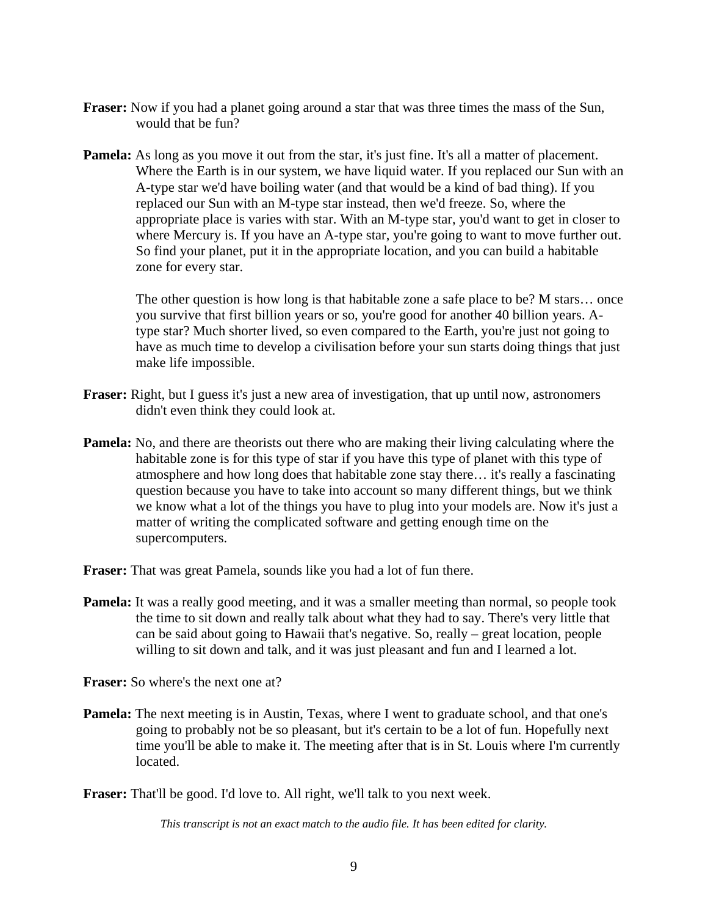**Fraser:** Now if you had a planet going around a star that was three times the mass of the Sun, would that be fun?

**Pamela:** As long as you move it out from the star, it's just fine. It's all a matter of placement. Where the Earth is in our system, we have liquid water. If you replaced our Sun with an A-type star we'd have boiling water (and that would be a kind of bad thing). If you replaced our Sun with an M-type star instead, then we'd freeze. So, where the appropriate place is varies with star. With an M-type star, you'd want to get in closer to where Mercury is. If you have an A-type star, you're going to want to move further out. So find your planet, put it in the appropriate location, and you can build a habitable zone for every star.

The other question is how long is that habitable zone a safe place to be? M stars… once you survive that first billion years or so, you're good for another 40 billion years. A-type star? Much shorter lived, so even compared to the Earth, you're just not going to have as much time to develop a civilisation before your sun starts doing things that just make life impossible.

**Fraser:** Right, but I guess it's just a new area of investigation, that up until now, astronomers didn't even think they could look at.

**Pamela:** No, and there are theorists out there who are making their living calculating where the habitable zone is for this type of star if you have this type of planet with this type of atmosphere and how long does that habitable zone stay there… it's really a fascinating question because you have to take into account so many different things, but we think we know what a lot of the things you have to plug into your models are. Now it's just a matter of writing the complicated software and getting enough time on the supercomputers.

**Fraser:** That was great Pamela, sounds like you had a lot of fun there.

**Pamela:** It was a really good meeting, and it was a smaller meeting than normal, so people took the time to sit down and really talk about what they had to say. There's very little that can be said about going to Hawaii that's negative. So, really – great location, people willing to sit down and talk, and it was just pleasant and fun and I learned a lot.

**Fraser:** So where's the next one at?

**Pamela:** The next meeting is in Austin, Texas, where I went to graduate school, and that one's going to probably not be so pleasant, but it's certain to be a lot of fun. Hopefully next time you'll be able to make it. The meeting after that is in St. Louis where I'm currently located.

**Fraser:** That'll be good. I'd love to. All right, we'll talk to you next week.

*This transcript is not an exact match to the audio file. It has been edited for clarity.*